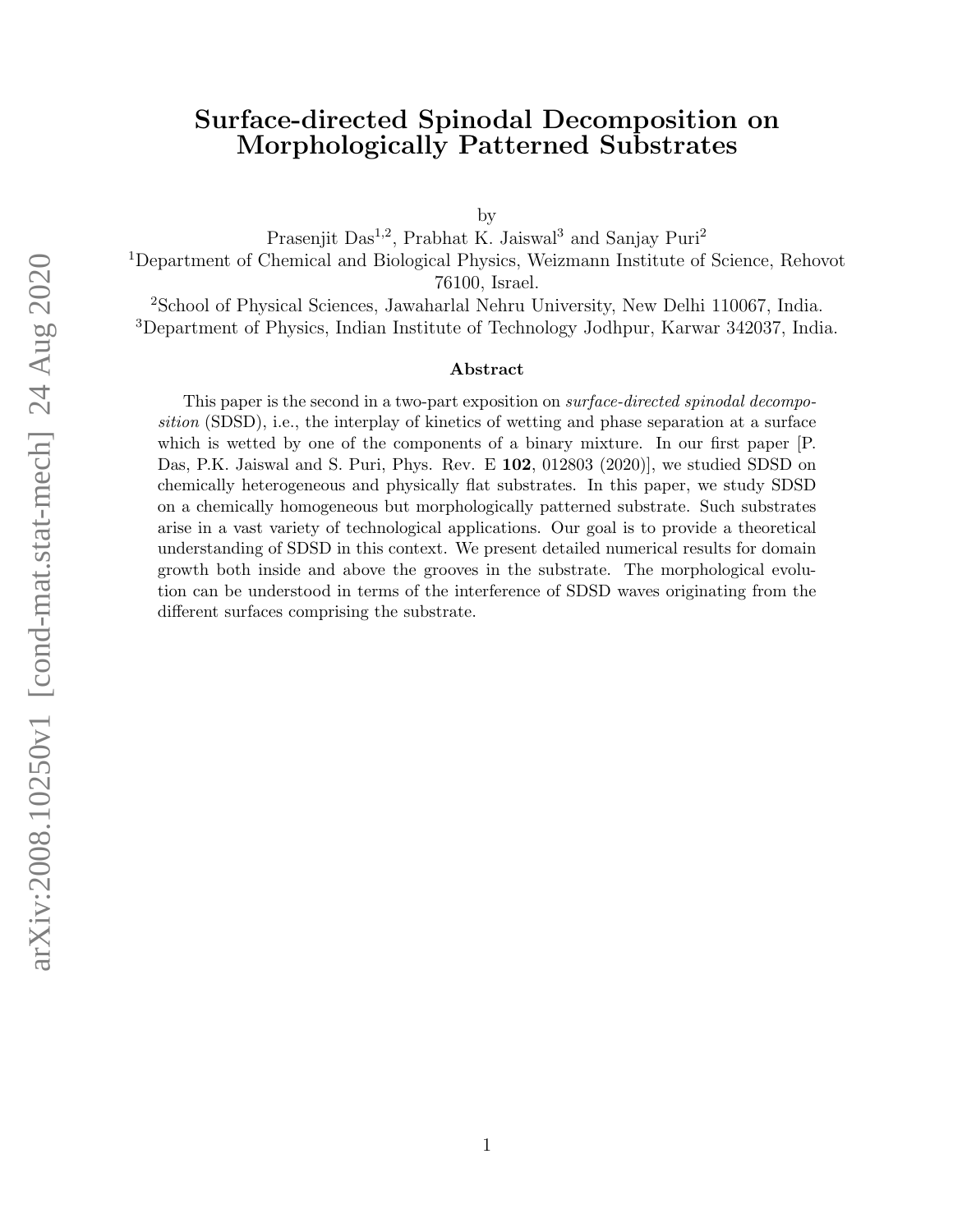# Surface-directed Spinodal Decomposition on Morphologically Patterned Substrates

by

Prasenjit Das[1,2], Prabhat K. Jaiswal[3] and Sanjay Puri[2]

[1]Department of Chemical and Biological Physics, Weizmann Institute of Science, Rehovot 76100, Israel.

[2]School of Physical Sciences, Jawaharlal Nehru University, New Delhi 110067, India.

[3]Department of Physics, Indian Institute of Technology Jodhpur, Karwar 342037, India.

## Abstract

This paper is the second in a two-part exposition on *surface-directed spinodal decomposition* (SDSD), i.e., the interplay of kinetics of wetting and phase separation at a surface which is wetted by one of the components of a binary mixture. In our first paper [P. Das, P.K. Jaiswal and S. Puri, Phys. Rev. E **102**, 012803 (2020)], we studied SDSD on chemically heterogeneous and physically flat substrates. In this paper, we study SDSD on a chemically homogeneous but morphologically patterned substrate. Such substrates arise in a vast variety of technological applications. Our goal is to provide a theoretical understanding of SDSD in this context. We present detailed numerical results for domain growth both inside and above the grooves in the substrate. The morphological evolution can be understood in terms of the interference of SDSD waves originating from the different surfaces comprising the substrate.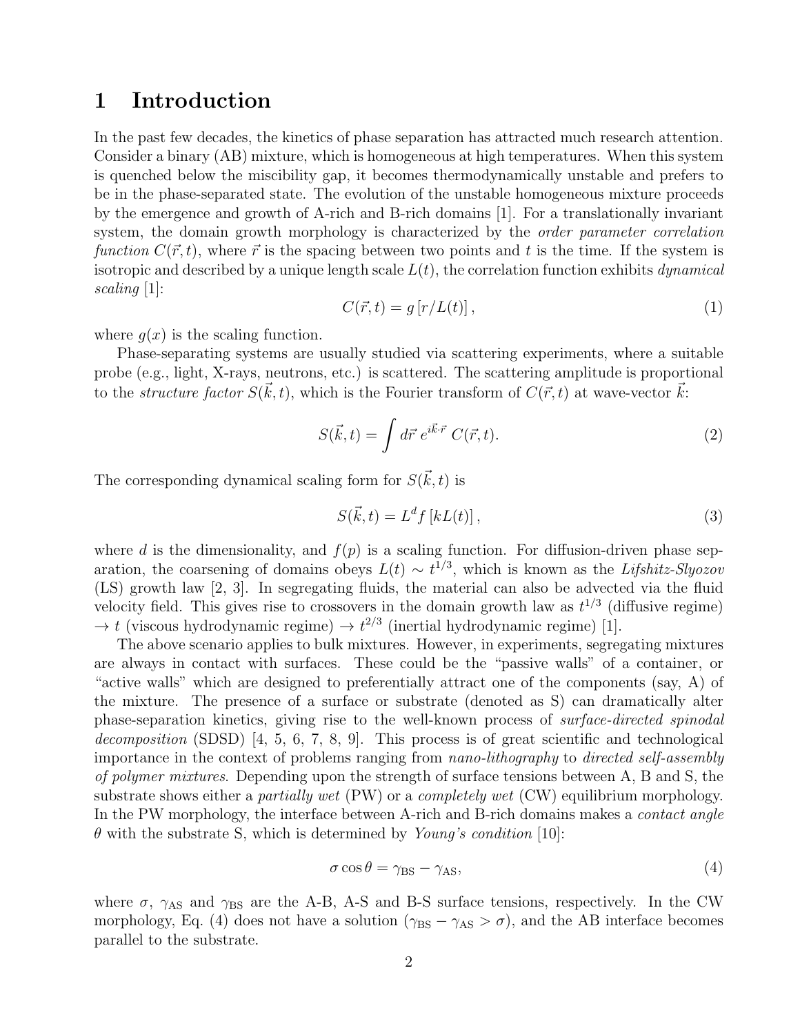# 1 Introduction

In the past few decades, the kinetics of phase separation has attracted much research attention. Consider a binary (AB) mixture, which is homogeneous at high temperatures. When this system is quenched below the miscibility gap, it becomes thermodynamically unstable and prefers to be in the phase-separated state. The evolution of the unstable homogeneous mixture proceeds by the emergence and growth of A-rich and B-rich domains [1]. For a translationally invariant system, the domain growth morphology is characterized by the *order parameter correlation function* $C(\vec{r}, t)$, where $\vec{r}$ is the spacing between two points and $t$ is the time. If the system is isotropic and described by a unique length scale $L(t)$, the correlation function exhibits *dynamical scaling* [1]:

$$C(\vec{r}, t) = g\left[r/L(t)\right], \tag{1}$$

where $g(x)$ is the scaling function.

Phase-separating systems are usually studied via scattering experiments, where a suitable probe (e.g., light, X-rays, neutrons, etc.) is scattered. The scattering amplitude is proportional to the *structure factor* $S(\vec{k}, t)$, which is the Fourier transform of $C(\vec{r}, t)$ at wave-vector $\vec{k}$:

$$S(\vec{k}, t) = \int d\vec{r}\, e^{i\vec{k}\cdot\vec{r}}\, C(\vec{r}, t). \tag{2}$$

The corresponding dynamical scaling form for $S(\vec{k}, t)$ is

$$S(\vec{k}, t) = L^d f\left[kL(t)\right], \tag{3}$$

where $d$ is the dimensionality, and $f(p)$ is a scaling function. For diffusion-driven phase separation, the coarsening of domains obeys $L(t) \sim t^{1/3}$, which is known as the *Lifshitz-Slyozov* (LS) growth law [2, 3]. In segregating fluids, the material can also be advected via the fluid velocity field. This gives rise to crossovers in the domain growth law as $t^{1/3}$ (diffusive regime) $\to t$ (viscous hydrodynamic regime) $\to t^{2/3}$ (inertial hydrodynamic regime) [1].

The above scenario applies to bulk mixtures. However, in experiments, segregating mixtures are always in contact with surfaces. These could be the "passive walls" of a container, or "active walls" which are designed to preferentially attract one of the components (say, A) of the mixture. The presence of a surface or substrate (denoted as S) can dramatically alter phase-separation kinetics, giving rise to the well-known process of *surface-directed spinodal decomposition* (SDSD) [4, 5, 6, 7, 8, 9]. This process is of great scientific and technological importance in the context of problems ranging from *nano-lithography* to *directed self-assembly of polymer mixtures*. Depending upon the strength of surface tensions between A, B and S, the substrate shows either a *partially wet* (PW) or a *completely wet* (CW) equilibrium morphology. In the PW morphology, the interface between A-rich and B-rich domains makes a *contact angle* $\theta$ with the substrate S, which is determined by *Young's condition* [10]:

$$\sigma \cos\theta = \gamma_{\rm BS} - \gamma_{\rm AS}, \tag{4}$$

where $\sigma$, $\gamma_{\rm AS}$ and $\gamma_{\rm BS}$ are the A-B, A-S and B-S surface tensions, respectively. In the CW morphology, Eq. (4) does not have a solution ($\gamma_{\rm BS} - \gamma_{\rm AS} > \sigma$), and the AB interface becomes parallel to the substrate.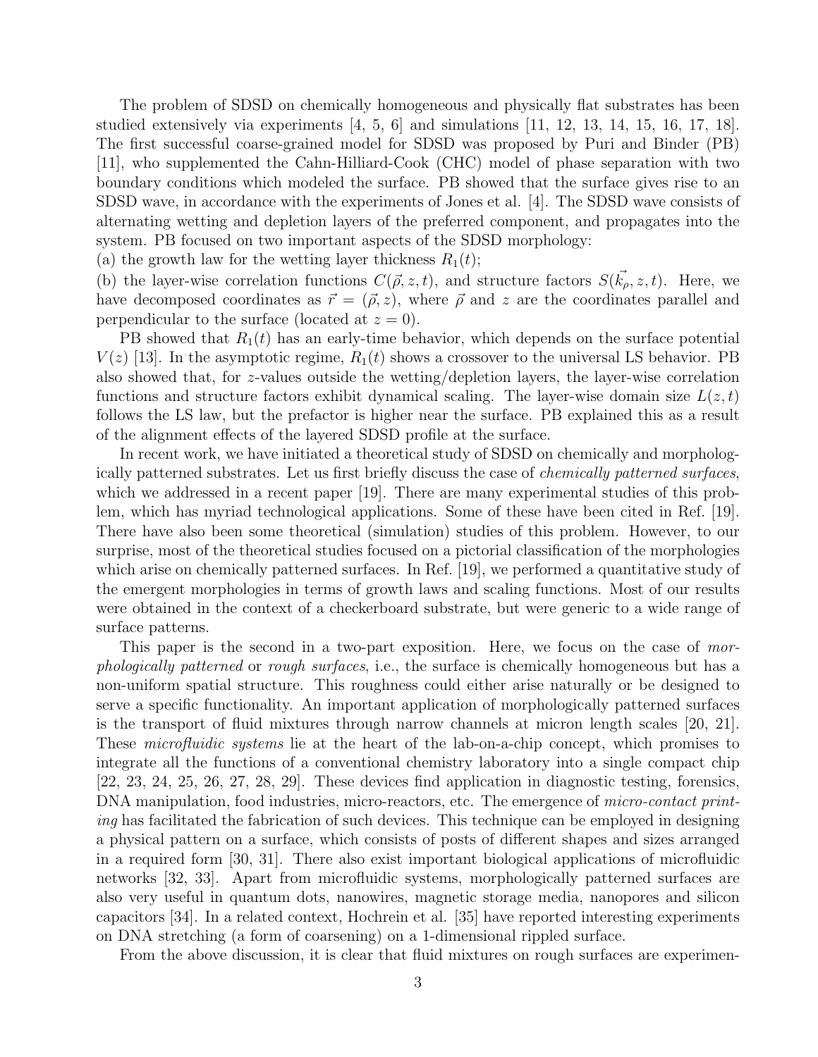The problem of SDSD on chemically homogeneous and physically flat substrates has been studied extensively via experiments [4, 5, 6] and simulations [11, 12, 13, 14, 15, 16, 17, 18]. The first successful coarse-grained model for SDSD was proposed by Puri and Binder (PB) [11], who supplemented the Cahn-Hilliard-Cook (CHC) model of phase separation with two boundary conditions which modeled the surface. PB showed that the surface gives rise to an SDSD wave, in accordance with the experiments of Jones et al. [4]. The SDSD wave consists of alternating wetting and depletion layers of the preferred component, and propagates into the system. PB focused on two important aspects of the SDSD morphology:

(a) the growth law for the wetting layer thickness $R_1(t)$;

(b) the layer-wise correlation functions $C(\vec{\rho}, z, t)$, and structure factors $S(\vec{k_\rho}, z, t)$. Here, we have decomposed coordinates as $\vec{r} = (\vec{\rho}, z)$, where $\vec{\rho}$ and $z$ are the coordinates parallel and perpendicular to the surface (located at $z = 0$).

PB showed that $R_1(t)$ has an early-time behavior, which depends on the surface potential $V(z)$ [13]. In the asymptotic regime, $R_1(t)$ shows a crossover to the universal LS behavior. PB also showed that, for $z$-values outside the wetting/depletion layers, the layer-wise correlation functions and structure factors exhibit dynamical scaling. The layer-wise domain size $L(z, t)$ follows the LS law, but the prefactor is higher near the surface. PB explained this as a result of the alignment effects of the layered SDSD profile at the surface.

In recent work, we have initiated a theoretical study of SDSD on chemically and morphologically patterned substrates. Let us first briefly discuss the case of *chemically patterned surfaces*, which we addressed in a recent paper [19]. There are many experimental studies of this problem, which has myriad technological applications. Some of these have been cited in Ref. [19]. There have also been some theoretical (simulation) studies of this problem. However, to our surprise, most of the theoretical studies focused on a pictorial classification of the morphologies which arise on chemically patterned surfaces. In Ref. [19], we performed a quantitative study of the emergent morphologies in terms of growth laws and scaling functions. Most of our results were obtained in the context of a checkerboard substrate, but were generic to a wide range of surface patterns.

This paper is the second in a two-part exposition. Here, we focus on the case of *morphologically patterned* or *rough surfaces*, i.e., the surface is chemically homogeneous but has a non-uniform spatial structure. This roughness could either arise naturally or be designed to serve a specific functionality. An important application of morphologically patterned surfaces is the transport of fluid mixtures through narrow channels at micron length scales [20, 21]. These *microfluidic systems* lie at the heart of the lab-on-a-chip concept, which promises to integrate all the functions of a conventional chemistry laboratory into a single compact chip [22, 23, 24, 25, 26, 27, 28, 29]. These devices find application in diagnostic testing, forensics, DNA manipulation, food industries, micro-reactors, etc. The emergence of *micro-contact printing* has facilitated the fabrication of such devices. This technique can be employed in designing a physical pattern on a surface, which consists of posts of different shapes and sizes arranged in a required form [30, 31]. There also exist important biological applications of microfluidic networks [32, 33]. Apart from microfluidic systems, morphologically patterned surfaces are also very useful in quantum dots, nanowires, magnetic storage media, nanopores and silicon capacitors [34]. In a related context, Hochrein et al. [35] have reported interesting experiments on DNA stretching (a form of coarsening) on a 1-dimensional rippled surface.

From the above discussion, it is clear that fluid mixtures on rough surfaces are experimen-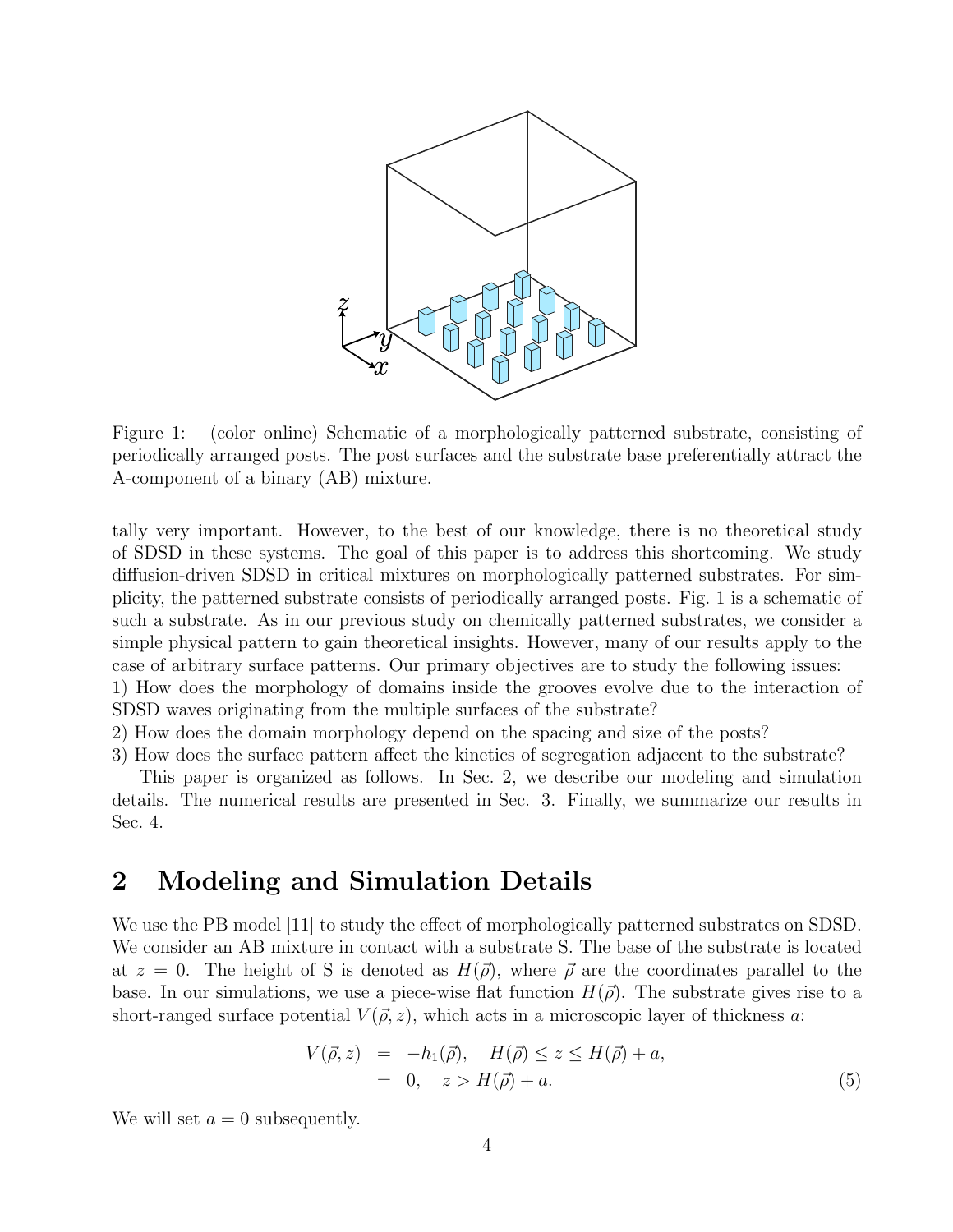Figure 1: (color online) Schematic of a morphologically patterned substrate, consisting of periodically arranged posts. The post surfaces and the substrate base preferentially attract the A-component of a binary (AB) mixture.

tally very important. However, to the best of our knowledge, there is no theoretical study of SDSD in these systems. The goal of this paper is to address this shortcoming. We study diffusion-driven SDSD in critical mixtures on morphologically patterned substrates. For simplicity, the patterned substrate consists of periodically arranged posts. Fig. 1 is a schematic of such a substrate. As in our previous study on chemically patterned substrates, we consider a simple physical pattern to gain theoretical insights. However, many of our results apply to the case of arbitrary surface patterns. Our primary objectives are to study the following issues:

1) How does the morphology of domains inside the grooves evolve due to the interaction of SDSD waves originating from the multiple surfaces of the substrate?
2) How does the domain morphology depend on the spacing and size of the posts?
3) How does the surface pattern affect the kinetics of segregation adjacent to the substrate?

This paper is organized as follows. In Sec. 2, we describe our modeling and simulation details. The numerical results are presented in Sec. 3. Finally, we summarize our results in Sec. 4.

# 2 Modeling and Simulation Details

We use the PB model [11] to study the effect of morphologically patterned substrates on SDSD. We consider an AB mixture in contact with a substrate S. The base of the substrate is located at $z = 0$. The height of S is denoted as $H(\vec{\rho})$, where $\vec{\rho}$ are the coordinates parallel to the base. In our simulations, we use a piece-wise flat function $H(\vec{\rho})$. The substrate gives rise to a short-ranged surface potential $V(\vec{\rho}, z)$, which acts in a microscopic layer of thickness $a$:

$$
\begin{aligned}
V(\vec{\rho}, z) &= -h_1(\vec{\rho}), \quad H(\vec{\rho}) \leq z \leq H(\vec{\rho}) + a, \\
&= 0, \quad z > H(\vec{\rho}) + a.
\end{aligned}
\tag{5}
$$

We will set $a = 0$ subsequently.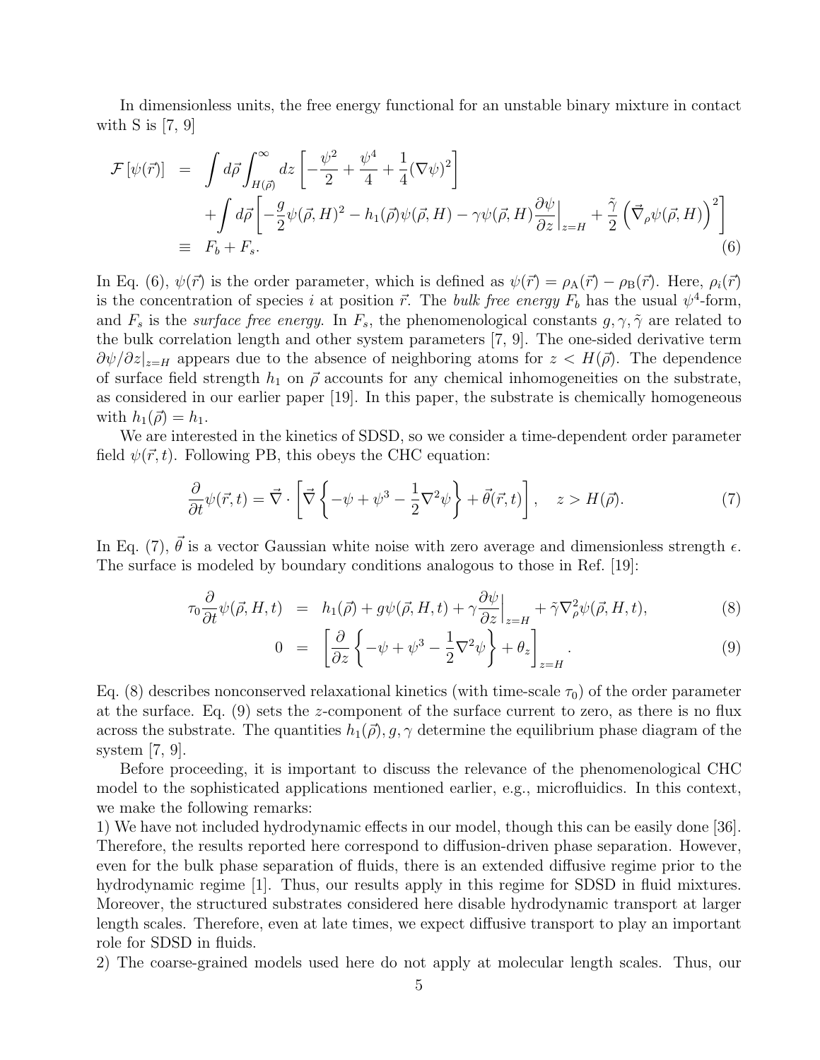In dimensionless units, the free energy functional for an unstable binary mixture in contact with S is [7, 9]

$$
\begin{aligned}
\mathcal{F}\left[\psi(\vec{r})\right] &= \int d\vec{\rho} \int_{H(\vec{\rho})}^{\infty} dz \left[-\frac{\psi^2}{2} + \frac{\psi^4}{4} + \frac{1}{4}(\nabla\psi)^2\right] \\
&\quad + \int d\vec{\rho} \left[-\frac{g}{2}\psi(\vec{\rho},H)^2 - h_1(\vec{\rho})\psi(\vec{\rho},H) - \gamma\psi(\vec{\rho},H)\frac{\partial\psi}{\partial z}\Big|_{z=H} + \frac{\tilde{\gamma}}{2}\left(\vec{\nabla}_\rho\psi(\vec{\rho},H)\right)^2\right] \\
&\equiv F_b + F_s.
\end{aligned} \tag{6}
$$

In Eq. (6), $\psi(\vec{r})$ is the order parameter, which is defined as $\psi(\vec{r}) = \rho_{\mathrm{A}}(\vec{r}) - \rho_{\mathrm{B}}(\vec{r})$. Here, $\rho_i(\vec{r})$ is the concentration of species $i$ at position $\vec{r}$. The *bulk free energy* $F_b$ has the usual $\psi^4$-form, and $F_s$ is the *surface free energy*. In $F_s$, the phenomenological constants $g, \gamma, \tilde{\gamma}$ are related to the bulk correlation length and other system parameters [7, 9]. The one-sided derivative term $\partial\psi/\partial z|_{z=H}$ appears due to the absence of neighboring atoms for $z < H(\vec{\rho})$. The dependence of surface field strength $h_1$ on $\vec{\rho}$ accounts for any chemical inhomogeneities on the substrate, as considered in our earlier paper [19]. In this paper, the substrate is chemically homogeneous with $h_1(\vec{\rho}) = h_1$.

We are interested in the kinetics of SDSD, so we consider a time-dependent order parameter field $\psi(\vec{r}, t)$. Following PB, this obeys the CHC equation:

$$
\frac{\partial}{\partial t}\psi(\vec{r},t) = \vec{\nabla}\cdot\left[\vec{\nabla}\left\{-\psi + \psi^3 - \frac{1}{2}\nabla^2\psi\right\} + \vec{\theta}(\vec{r},t)\right], \quad z > H(\vec{\rho}). \tag{7}
$$

In Eq. (7), $\vec{\theta}$ is a vector Gaussian white noise with zero average and dimensionless strength $\epsilon$. The surface is modeled by boundary conditions analogous to those in Ref. [19]:

$$
\begin{aligned}
\tau_0\frac{\partial}{\partial t}\psi(\vec{\rho},H,t) &= h_1(\vec{\rho}) + g\psi(\vec{\rho},H,t) + \gamma\frac{\partial\psi}{\partial z}\Big|_{z=H} + \tilde{\gamma}\nabla_\rho^2\psi(\vec{\rho},H,t), \qquad (8) \\
0 &= \left[\frac{\partial}{\partial z}\left\{-\psi + \psi^3 - \frac{1}{2}\nabla^2\psi\right\} + \theta_z\right]_{z=H}. \qquad (9)
\end{aligned}
$$

Eq. (8) describes nonconserved relaxational kinetics (with time-scale $\tau_0$) of the order parameter at the surface. Eq. (9) sets the $z$-component of the surface current to zero, as there is no flux across the substrate. The quantities $h_1(\vec{\rho}), g, \gamma$ determine the equilibrium phase diagram of the system [7, 9].

Before proceeding, it is important to discuss the relevance of the phenomenological CHC model to the sophisticated applications mentioned earlier, e.g., microfluidics. In this context, we make the following remarks:

1) We have not included hydrodynamic effects in our model, though this can be easily done [36]. Therefore, the results reported here correspond to diffusion-driven phase separation. However, even for the bulk phase separation of fluids, there is an extended diffusive regime prior to the hydrodynamic regime [1]. Thus, our results apply in this regime for SDSD in fluid mixtures. Moreover, the structured substrates considered here disable hydrodynamic transport at larger length scales. Therefore, even at late times, we expect diffusive transport to play an important role for SDSD in fluids.

2) The coarse-grained models used here do not apply at molecular length scales. Thus, our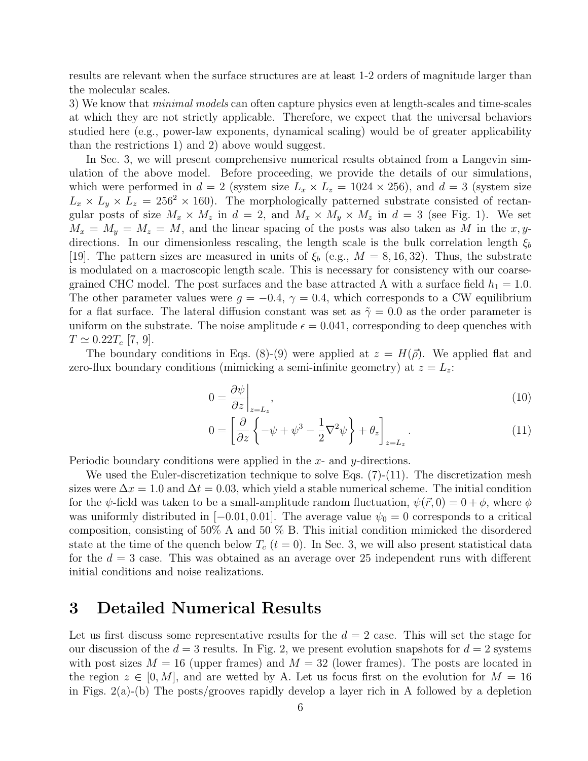results are relevant when the surface structures are at least 1-2 orders of magnitude larger than the molecular scales.

3) We know that *minimal models* can often capture physics even at length-scales and time-scales at which they are not strictly applicable. Therefore, we expect that the universal behaviors studied here (e.g., power-law exponents, dynamical scaling) would be of greater applicability than the restrictions 1) and 2) above would suggest.

In Sec. 3, we will present comprehensive numerical results obtained from a Langevin simulation of the above model. Before proceeding, we provide the details of our simulations, which were performed in $d = 2$ (system size $L_x \times L_z = 1024 \times 256$), and $d = 3$ (system size $L_x \times L_y \times L_z = 256^2 \times 160$). The morphologically patterned substrate consisted of rectangular posts of size $M_x \times M_z$ in $d = 2$, and $M_x \times M_y \times M_z$ in $d = 3$ (see Fig. 1). We set $M_x = M_y = M_z = M$, and the linear spacing of the posts was also taken as $M$ in the $x, y$-directions. In our dimensionless rescaling, the length scale is the bulk correlation length $\xi_b$ [19]. The pattern sizes are measured in units of $\xi_b$ (e.g., $M = 8, 16, 32$). Thus, the substrate is modulated on a macroscopic length scale. This is necessary for consistency with our coarse-grained CHC model. The post surfaces and the base attracted A with a surface field $h_1 = 1.0$. The other parameter values were $g = -0.4$, $\gamma = 0.4$, which corresponds to a CW equilibrium for a flat surface. The lateral diffusion constant was set as $\tilde{\gamma} = 0.0$ as the order parameter is uniform on the substrate. The noise amplitude $\epsilon = 0.041$, corresponding to deep quenches with $T \simeq 0.22T_c$ [7, 9].

The boundary conditions in Eqs. (8)-(9) were applied at $z = H(\vec{\rho})$. We applied flat and zero-flux boundary conditions (mimicking a semi-infinite geometry) at $z = L_z$:

$$0 = \left.\frac{\partial \psi}{\partial z}\right|_{z=L_z}, \tag{10}$$

$$0 = \left[\frac{\partial}{\partial z}\left\{-\psi + \psi^3 - \frac{1}{2}\nabla^2\psi\right\} + \theta_z\right]_{z=L_z}. \tag{11}$$

Periodic boundary conditions were applied in the $x$- and $y$-directions.

We used the Euler-discretization technique to solve Eqs. (7)-(11). The discretization mesh sizes were $\Delta x = 1.0$ and $\Delta t = 0.03$, which yield a stable numerical scheme. The initial condition for the $\psi$-field was taken to be a small-amplitude random fluctuation, $\psi(\vec{r}, 0) = 0 + \phi$, where $\phi$ was uniformly distributed in $[-0.01, 0.01]$. The average value $\psi_0 = 0$ corresponds to a critical composition, consisting of 50% A and 50 % B. This initial condition mimicked the disordered state at the time of the quench below $T_c$ ($t = 0$). In Sec. 3, we will also present statistical data for the $d = 3$ case. This was obtained as an average over 25 independent runs with different initial conditions and noise realizations.

# 3 Detailed Numerical Results

Let us first discuss some representative results for the $d = 2$ case. This will set the stage for our discussion of the $d = 3$ results. In Fig. 2, we present evolution snapshots for $d = 2$ systems with post sizes $M = 16$ (upper frames) and $M = 32$ (lower frames). The posts are located in the region $z \in [0, M]$, and are wetted by A. Let us focus first on the evolution for $M = 16$ in Figs. 2(a)-(b) The posts/grooves rapidly develop a layer rich in A followed by a depletion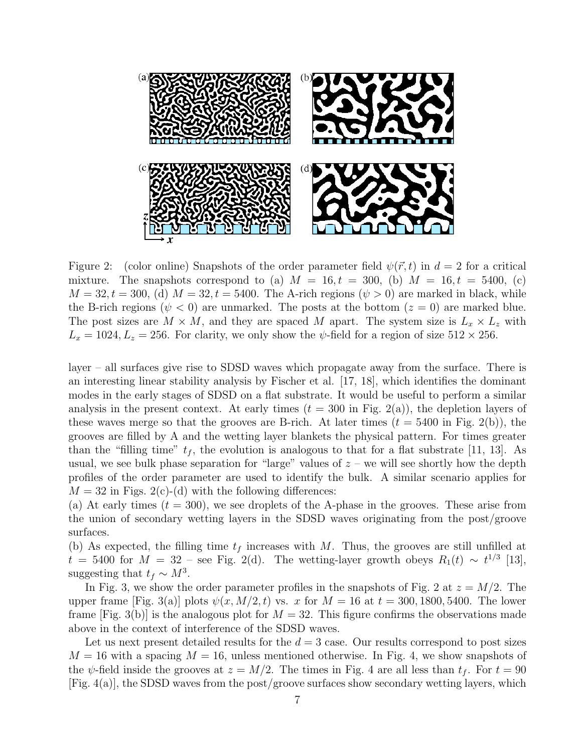Figure 2: (color online) Snapshots of the order parameter field $\psi(\vec{r}, t)$ in $d = 2$ for a critical mixture. The snapshots correspond to (a) $M = 16, t = 300$, (b) $M = 16, t = 5400$, (c) $M = 32, t = 300$, (d) $M = 32, t = 5400$. The A-rich regions ($\psi > 0$) are marked in black, while the B-rich regions ($\psi < 0$) are unmarked. The posts at the bottom ($z = 0$) are marked blue. The post sizes are $M \times M$, and they are spaced $M$ apart. The system size is $L_x \times L_z$ with $L_x = 1024, L_z = 256$. For clarity, we only show the $\psi$-field for a region of size $512 \times 256$.

layer – all surfaces give rise to SDSD waves which propagate away from the surface. There is an interesting linear stability analysis by Fischer et al. [17, 18], which identifies the dominant modes in the early stages of SDSD on a flat substrate. It would be useful to perform a similar analysis in the present context. At early times ($t = 300$ in Fig. 2(a)), the depletion layers of these waves merge so that the grooves are B-rich. At later times ($t = 5400$ in Fig. 2(b)), the grooves are filled by A and the wetting layer blankets the physical pattern. For times greater than the "filling time" $t_f$, the evolution is analogous to that for a flat substrate [11, 13]. As usual, we see bulk phase separation for "large" values of $z$ – we will see shortly how the depth profiles of the order parameter are used to identify the bulk. A similar scenario applies for $M = 32$ in Figs. 2(c)-(d) with the following differences:

(a) At early times ($t = 300$), we see droplets of the A-phase in the grooves. These arise from the union of secondary wetting layers in the SDSD waves originating from the post/groove surfaces.

(b) As expected, the filling time $t_f$ increases with $M$. Thus, the grooves are still unfilled at $t = 5400$ for $M = 32$ – see Fig. 2(d). The wetting-layer growth obeys $R_1(t) \sim t^{1/3}$ [13], suggesting that $t_f \sim M^3$.

In Fig. 3, we show the order parameter profiles in the snapshots of Fig. 2 at $z = M/2$. The upper frame [Fig. 3(a)] plots $\psi(x, M/2, t)$ vs. $x$ for $M = 16$ at $t = 300, 1800, 5400$. The lower frame [Fig. 3(b)] is the analogous plot for $M = 32$. This figure confirms the observations made above in the context of interference of the SDSD waves.

Let us next present detailed results for the $d = 3$ case. Our results correspond to post sizes $M = 16$ with a spacing $M = 16$, unless mentioned otherwise. In Fig. 4, we show snapshots of the $\psi$-field inside the grooves at $z = M/2$. The times in Fig. 4 are all less than $t_f$. For $t = 90$ [Fig. 4(a)], the SDSD waves from the post/groove surfaces show secondary wetting layers, which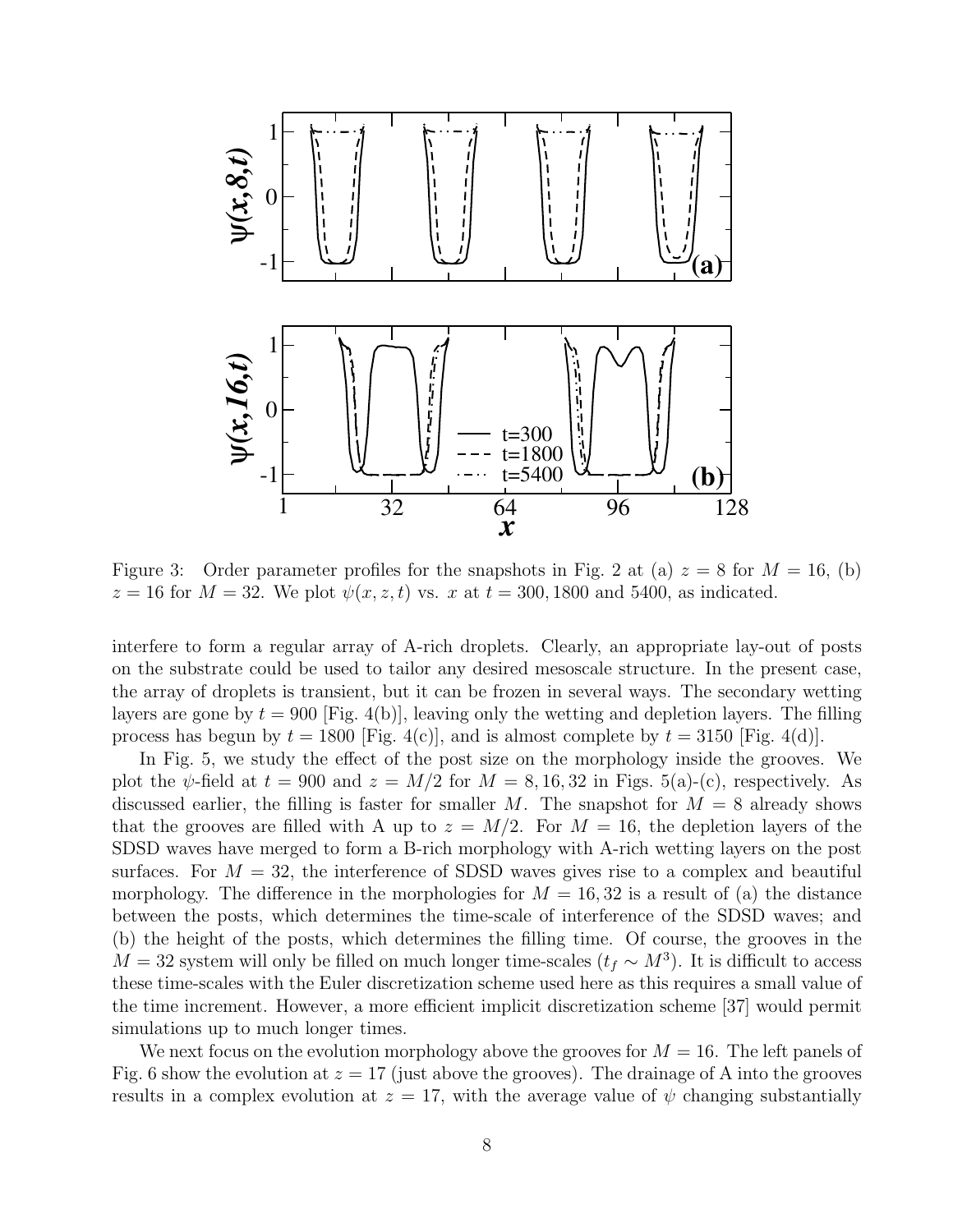Figure 3: Order parameter profiles for the snapshots in Fig. 2 at (a) $z = 8$ for $M = 16$, (b) $z = 16$ for $M = 32$. We plot $\psi(x, z, t)$ vs. $x$ at $t = 300, 1800$ and $5400$, as indicated.

interfere to form a regular array of A-rich droplets. Clearly, an appropriate lay-out of posts on the substrate could be used to tailor any desired mesoscale structure. In the present case, the array of droplets is transient, but it can be frozen in several ways. The secondary wetting layers are gone by $t = 900$ [Fig. 4(b)], leaving only the wetting and depletion layers. The filling process has begun by $t = 1800$ [Fig. 4(c)], and is almost complete by $t = 3150$ [Fig. 4(d)].

In Fig. 5, we study the effect of the post size on the morphology inside the grooves. We plot the $\psi$-field at $t = 900$ and $z = M/2$ for $M = 8, 16, 32$ in Figs. 5(a)-(c), respectively. As discussed earlier, the filling is faster for smaller $M$. The snapshot for $M = 8$ already shows that the grooves are filled with A up to $z = M/2$. For $M = 16$, the depletion layers of the SDSD waves have merged to form a B-rich morphology with A-rich wetting layers on the post surfaces. For $M = 32$, the interference of SDSD waves gives rise to a complex and beautiful morphology. The difference in the morphologies for $M = 16, 32$ is a result of (a) the distance between the posts, which determines the time-scale of interference of the SDSD waves; and (b) the height of the posts, which determines the filling time. Of course, the grooves in the $M = 32$ system will only be filled on much longer time-scales ($t_f \sim M^3$). It is difficult to access these time-scales with the Euler discretization scheme used here as this requires a small value of the time increment. However, a more efficient implicit discretization scheme [37] would permit simulations up to much longer times.

We next focus on the evolution morphology above the grooves for $M = 16$. The left panels of Fig. 6 show the evolution at $z = 17$ (just above the grooves). The drainage of A into the grooves results in a complex evolution at $z = 17$, with the average value of $\psi$ changing substantially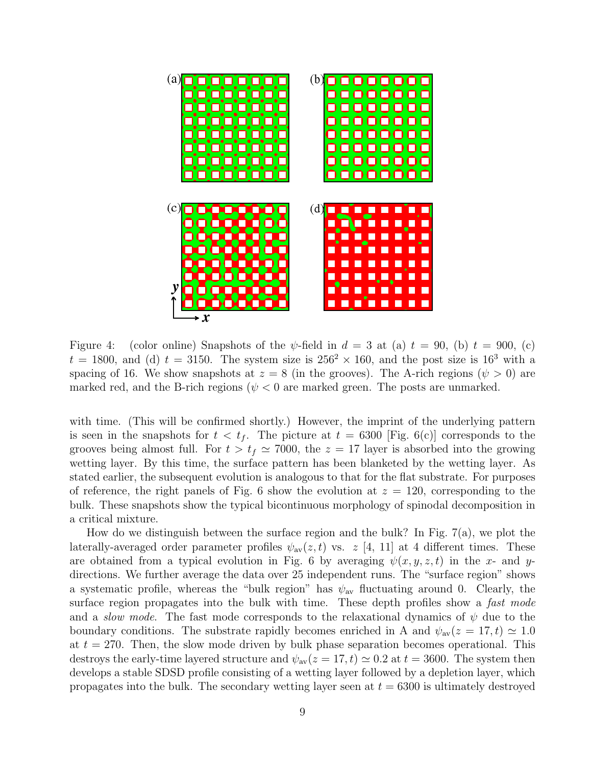Figure 4: (color online) Snapshots of the $\psi$-field in $d = 3$ at (a) $t = 90$, (b) $t = 900$, (c) $t = 1800$, and (d) $t = 3150$. The system size is $256^2 \times 160$, and the post size is $16^3$ with a spacing of 16. We show snapshots at $z = 8$ (in the grooves). The A-rich regions ($\psi > 0$) are marked red, and the B-rich regions ($\psi < 0$ are marked green. The posts are unmarked.

with time. (This will be confirmed shortly.) However, the imprint of the underlying pattern is seen in the snapshots for $t < t_f$. The picture at $t = 6300$ [Fig. 6(c)] corresponds to the grooves being almost full. For $t > t_f \simeq 7000$, the $z = 17$ layer is absorbed into the growing wetting layer. By this time, the surface pattern has been blanketed by the wetting layer. As stated earlier, the subsequent evolution is analogous to that for the flat substrate. For purposes of reference, the right panels of Fig. 6 show the evolution at $z = 120$, corresponding to the bulk. These snapshots show the typical bicontinuous morphology of spinodal decomposition in a critical mixture.

How do we distinguish between the surface region and the bulk? In Fig. 7(a), we plot the laterally-averaged order parameter profiles $\psi_{\text{av}}(z, t)$ vs. $z$ [4, 11] at 4 different times. These are obtained from a typical evolution in Fig. 6 by averaging $\psi(x, y, z, t)$ in the $x$- and $y$-directions. We further average the data over 25 independent runs. The "surface region" shows a systematic profile, whereas the "bulk region" has $\psi_{\text{av}}$ fluctuating around 0. Clearly, the surface region propagates into the bulk with time. These depth profiles show a *fast mode* and a *slow mode*. The fast mode corresponds to the relaxational dynamics of $\psi$ due to the boundary conditions. The substrate rapidly becomes enriched in A and $\psi_{\text{av}}(z = 17, t) \simeq 1.0$ at $t = 270$. Then, the slow mode driven by bulk phase separation becomes operational. This destroys the early-time layered structure and $\psi_{\text{av}}(z = 17, t) \simeq 0.2$ at $t = 3600$. The system then develops a stable SDSD profile consisting of a wetting layer followed by a depletion layer, which propagates into the bulk. The secondary wetting layer seen at $t = 6300$ is ultimately destroyed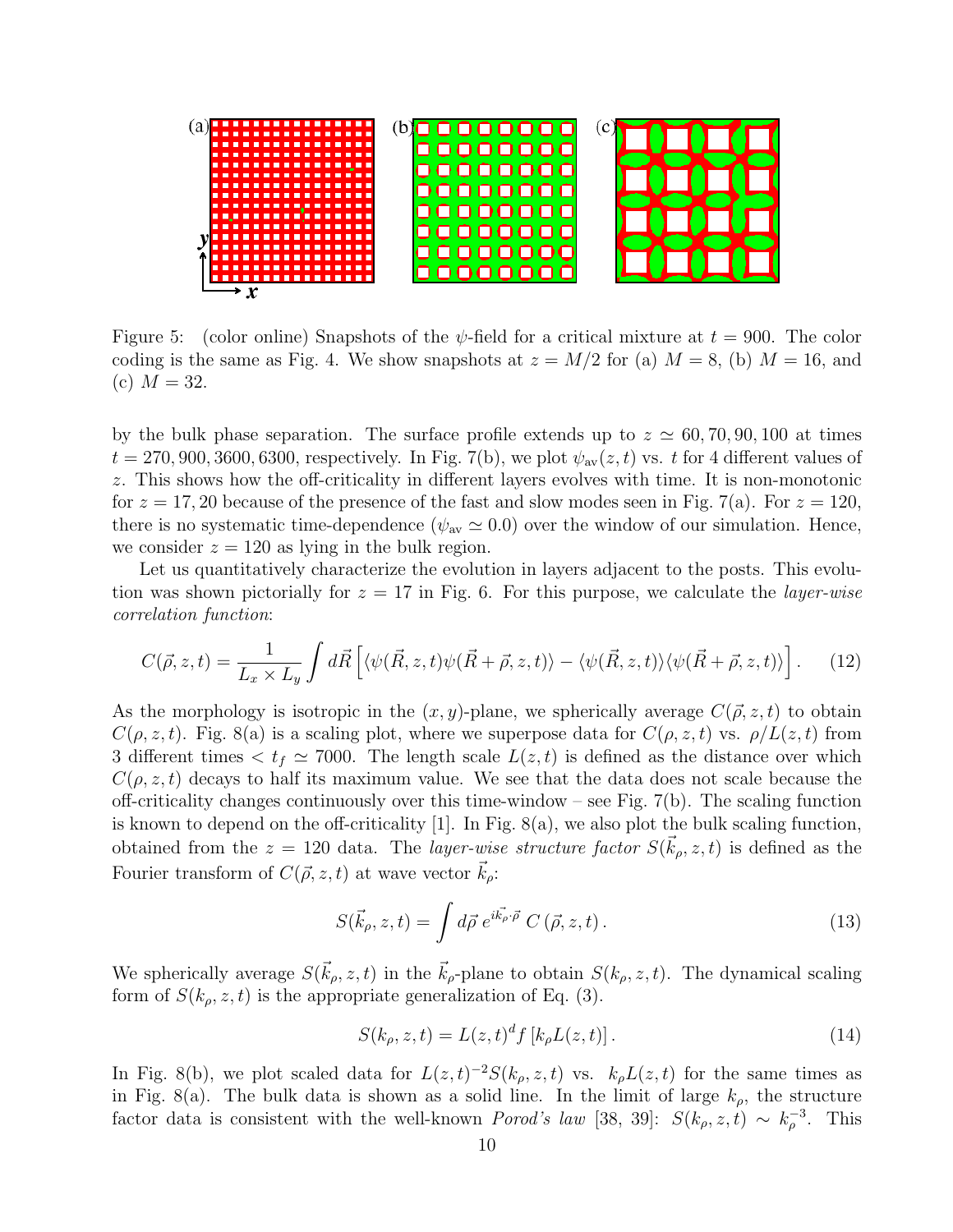Figure 5: (color online) Snapshots of the $\psi$-field for a critical mixture at $t = 900$. The color coding is the same as Fig. 4. We show snapshots at $z = M/2$ for (a) $M = 8$, (b) $M = 16$, and (c) $M = 32$.

by the bulk phase separation. The surface profile extends up to $z \simeq 60, 70, 90, 100$ at times $t = 270, 900, 3600, 6300$, respectively. In Fig. 7(b), we plot $\psi_{\rm av}(z,t)$ vs. $t$ for 4 different values of $z$. This shows how the off-criticality in different layers evolves with time. It is non-monotonic for $z = 17, 20$ because of the presence of the fast and slow modes seen in Fig. 7(a). For $z = 120$, there is no systematic time-dependence ($\psi_{\rm av} \simeq 0.0$) over the window of our simulation. Hence, we consider $z = 120$ as lying in the bulk region.

Let us quantitatively characterize the evolution in layers adjacent to the posts. This evolution was shown pictorially for $z = 17$ in Fig. 6. For this purpose, we calculate the *layer-wise correlation function*:

$$C(\vec{\rho}, z, t) = \frac{1}{L_x \times L_y} \int d\vec{R} \left[ \langle \psi(\vec{R}, z, t) \psi(\vec{R} + \vec{\rho}, z, t) \rangle - \langle \psi(\vec{R}, z, t) \rangle \langle \psi(\vec{R} + \vec{\rho}, z, t) \rangle \right]. \quad (12)$$

As the morphology is isotropic in the $(x, y)$-plane, we spherically average $C(\vec{\rho}, z, t)$ to obtain $C(\rho, z, t)$. Fig. 8(a) is a scaling plot, where we superpose data for $C(\rho, z, t)$ vs. $\rho/L(z, t)$ from 3 different times $< t_f \simeq 7000$. The length scale $L(z, t)$ is defined as the distance over which $C(\rho, z, t)$ decays to half its maximum value. We see that the data does not scale because the off-criticality changes continuously over this time-window – see Fig. 7(b). The scaling function is known to depend on the off-criticality [1]. In Fig. 8(a), we also plot the bulk scaling function, obtained from the $z = 120$ data. The *layer-wise structure factor* $S(\vec{k}_\rho, z, t)$ is defined as the Fourier transform of $C(\vec{\rho}, z, t)$ at wave vector $\vec{k}_\rho$:

$$S(\vec{k}_\rho, z, t) = \int d\vec{\rho} \; e^{i\vec{k}_\rho \cdot \vec{\rho}} \; C\left(\vec{\rho}, z, t\right). \quad (13)$$

We spherically average $S(\vec{k}_\rho, z, t)$ in the $\vec{k}_\rho$-plane to obtain $S(k_\rho, z, t)$. The dynamical scaling form of $S(k_\rho, z, t)$ is the appropriate generalization of Eq. (3).

$$S(k_\rho, z, t) = L(z, t)^d f\left[k_\rho L(z, t)\right]. \quad (14)$$

In Fig. 8(b), we plot scaled data for $L(z, t)^{-2} S(k_\rho, z, t)$ vs. $k_\rho L(z, t)$ for the same times as in Fig. 8(a). The bulk data is shown as a solid line. In the limit of large $k_\rho$, the structure factor data is consistent with the well-known *Porod's law* [38, 39]: $S(k_\rho, z, t) \sim k_\rho^{-3}$. This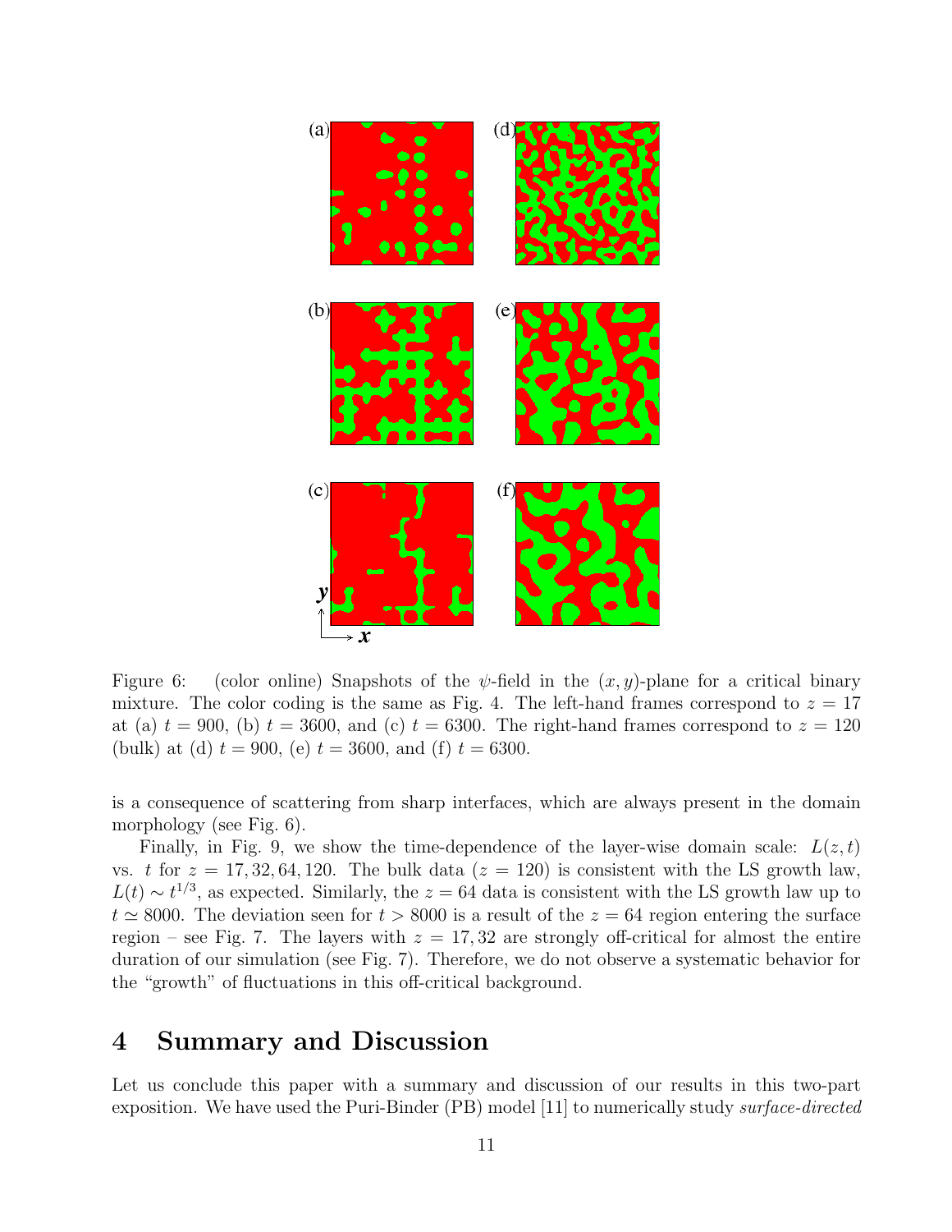Figure 6: (color online) Snapshots of the $\psi$-field in the $(x, y)$-plane for a critical binary mixture. The color coding is the same as Fig. 4. The left-hand frames correspond to $z = 17$ at (a) $t = 900$, (b) $t = 3600$, and (c) $t = 6300$. The right-hand frames correspond to $z = 120$ (bulk) at (d) $t = 900$, (e) $t = 3600$, and (f) $t = 6300$.

is a consequence of scattering from sharp interfaces, which are always present in the domain morphology (see Fig. 6).

Finally, in Fig. 9, we show the time-dependence of the layer-wise domain scale: $L(z, t)$ vs. $t$ for $z = 17, 32, 64, 120$. The bulk data ($z = 120$) is consistent with the LS growth law, $L(t) \sim t^{1/3}$, as expected. Similarly, the $z = 64$ data is consistent with the LS growth law up to $t \simeq 8000$. The deviation seen for $t > 8000$ is a result of the $z = 64$ region entering the surface region – see Fig. 7. The layers with $z = 17, 32$ are strongly off-critical for almost the entire duration of our simulation (see Fig. 7). Therefore, we do not observe a systematic behavior for the "growth" of fluctuations in this off-critical background.

# 4 Summary and Discussion

Let us conclude this paper with a summary and discussion of our results in this two-part exposition. We have used the Puri-Binder (PB) model [11] to numerically study *surface-directed*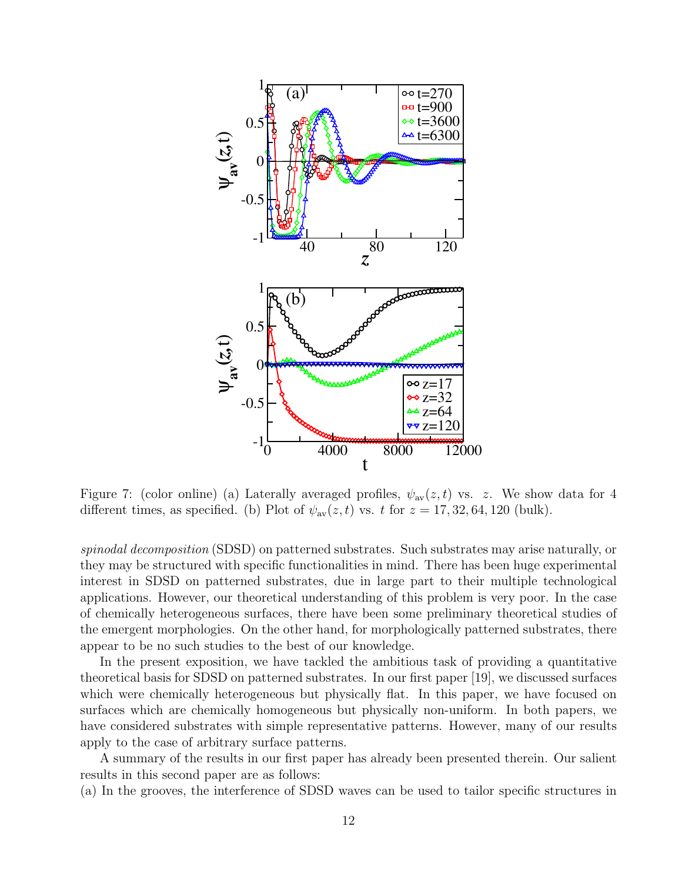Figure 7: (color online) (a) Laterally averaged profiles, $\psi_{\rm av}(z,t)$ vs. $z$. We show data for 4 different times, as specified. (b) Plot of $\psi_{\rm av}(z,t)$ vs. $t$ for $z = 17, 32, 64, 120$ (bulk).

*spinodal decomposition* (SDSD) on patterned substrates. Such substrates may arise naturally, or they may be structured with specific functionalities in mind. There has been huge experimental interest in SDSD on patterned substrates, due in large part to their multiple technological applications. However, our theoretical understanding of this problem is very poor. In the case of chemically heterogeneous surfaces, there have been some preliminary theoretical studies of the emergent morphologies. On the other hand, for morphologically patterned substrates, there appear to be no such studies to the best of our knowledge.

In the present exposition, we have tackled the ambitious task of providing a quantitative theoretical basis for SDSD on patterned substrates. In our first paper [19], we discussed surfaces which were chemically heterogeneous but physically flat. In this paper, we have focused on surfaces which are chemically homogeneous but physically non-uniform. In both papers, we have considered substrates with simple representative patterns. However, many of our results apply to the case of arbitrary surface patterns.

A summary of the results in our first paper has already been presented therein. Our salient results in this second paper are as follows:

(a) In the grooves, the interference of SDSD waves can be used to tailor specific structures in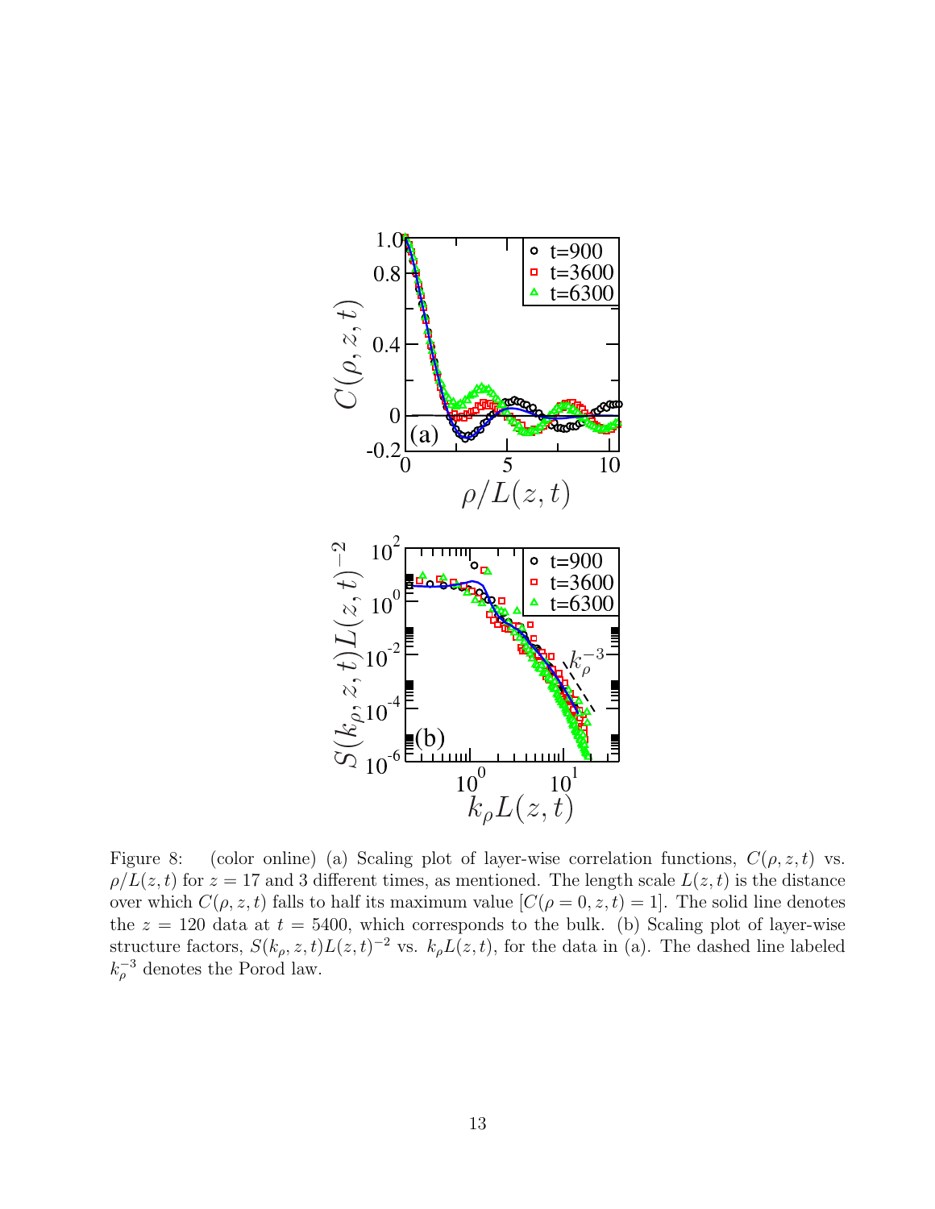Figure 8: (color online) (a) Scaling plot of layer-wise correlation functions, $C(\rho, z, t)$ vs. $\rho/L(z, t)$ for $z = 17$ and 3 different times, as mentioned. The length scale $L(z, t)$ is the distance over which $C(\rho, z, t)$ falls to half its maximum value $[C(\rho = 0, z, t) = 1]$. The solid line denotes the $z = 120$ data at $t = 5400$, which corresponds to the bulk. (b) Scaling plot of layer-wise structure factors, $S(k_\rho, z, t)L(z, t)^{-2}$ vs. $k_\rho L(z, t)$, for the data in (a). The dashed line labeled $k_\rho^{-3}$ denotes the Porod law.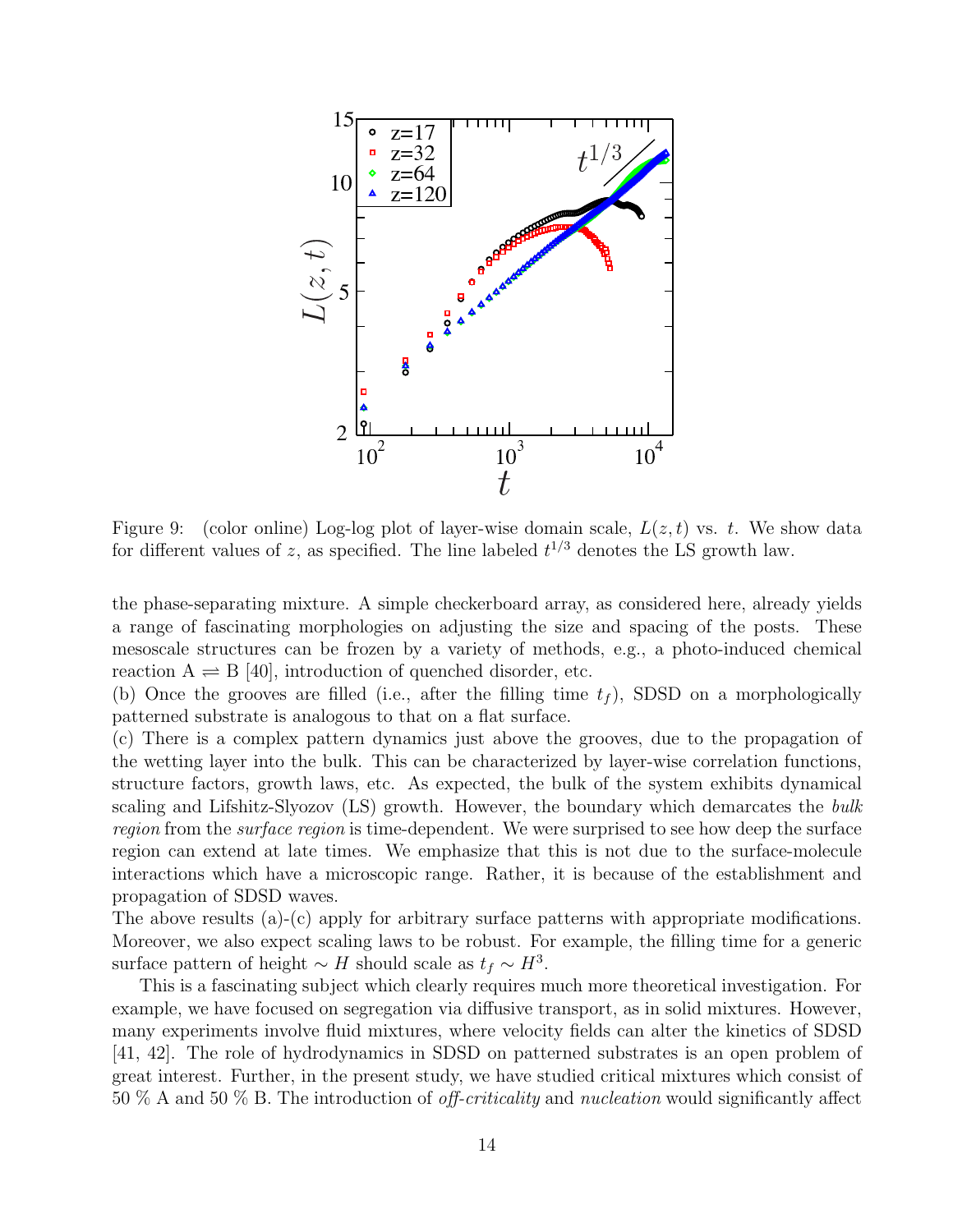Figure 9: (color online) Log-log plot of layer-wise domain scale, $L(z,t)$ vs. $t$. We show data for different values of $z$, as specified. The line labeled $t^{1/3}$ denotes the LS growth law.

the phase-separating mixture. A simple checkerboard array, as considered here, already yields a range of fascinating morphologies on adjusting the size and spacing of the posts. These mesoscale structures can be frozen by a variety of methods, e.g., a photo-induced chemical reaction A $\rightleftharpoons$ B [40], introduction of quenched disorder, etc.

(b) Once the grooves are filled (i.e., after the filling time $t_f$), SDSD on a morphologically patterned substrate is analogous to that on a flat surface.

(c) There is a complex pattern dynamics just above the grooves, due to the propagation of the wetting layer into the bulk. This can be characterized by layer-wise correlation functions, structure factors, growth laws, etc. As expected, the bulk of the system exhibits dynamical scaling and Lifshitz-Slyozov (LS) growth. However, the boundary which demarcates the *bulk region* from the *surface region* is time-dependent. We were surprised to see how deep the surface region can extend at late times. We emphasize that this is not due to the surface-molecule interactions which have a microscopic range. Rather, it is because of the establishment and propagation of SDSD waves.

The above results (a)-(c) apply for arbitrary surface patterns with appropriate modifications. Moreover, we also expect scaling laws to be robust. For example, the filling time for a generic surface pattern of height $\sim H$ should scale as $t_f \sim H^3$.

This is a fascinating subject which clearly requires much more theoretical investigation. For example, we have focused on segregation via diffusive transport, as in solid mixtures. However, many experiments involve fluid mixtures, where velocity fields can alter the kinetics of SDSD [41, 42]. The role of hydrodynamics in SDSD on patterned substrates is an open problem of great interest. Further, in the present study, we have studied critical mixtures which consist of 50 % A and 50 % B. The introduction of *off-criticality* and *nucleation* would significantly affect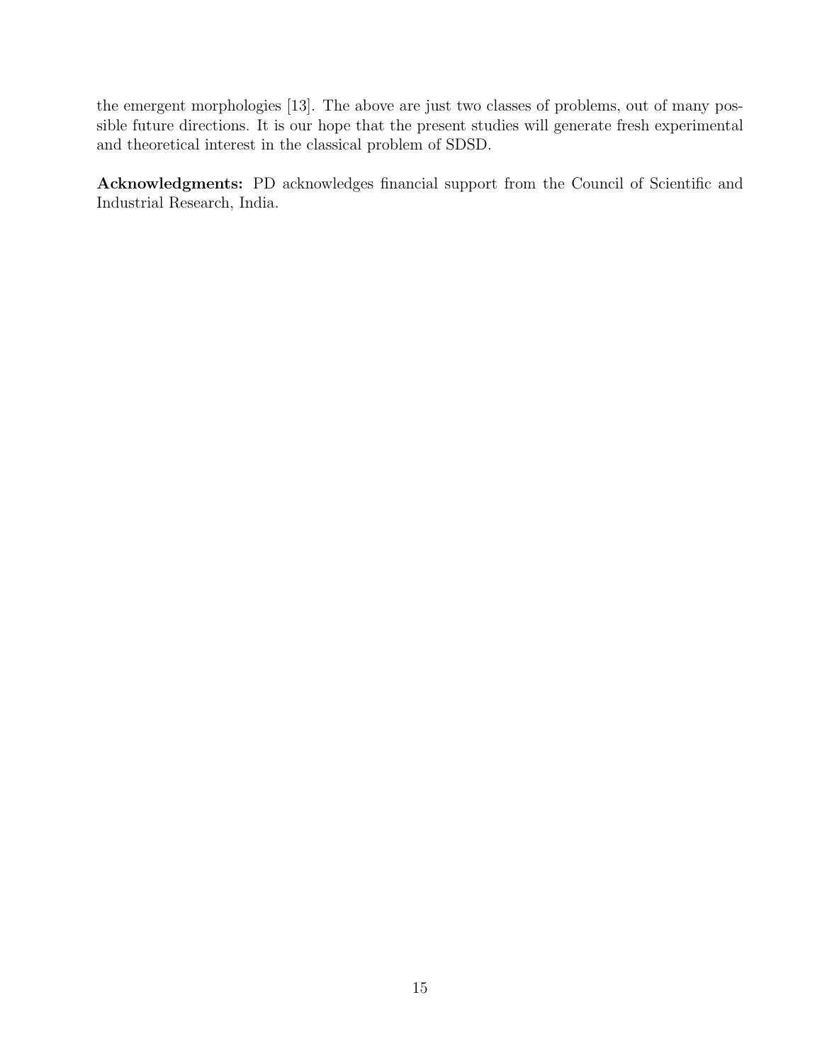the emergent morphologies [13]. The above are just two classes of problems, out of many possible future directions. It is our hope that the present studies will generate fresh experimental and theoretical interest in the classical problem of SDSD.

**Acknowledgments:** PD acknowledges financial support from the Council of Scientific and Industrial Research, India.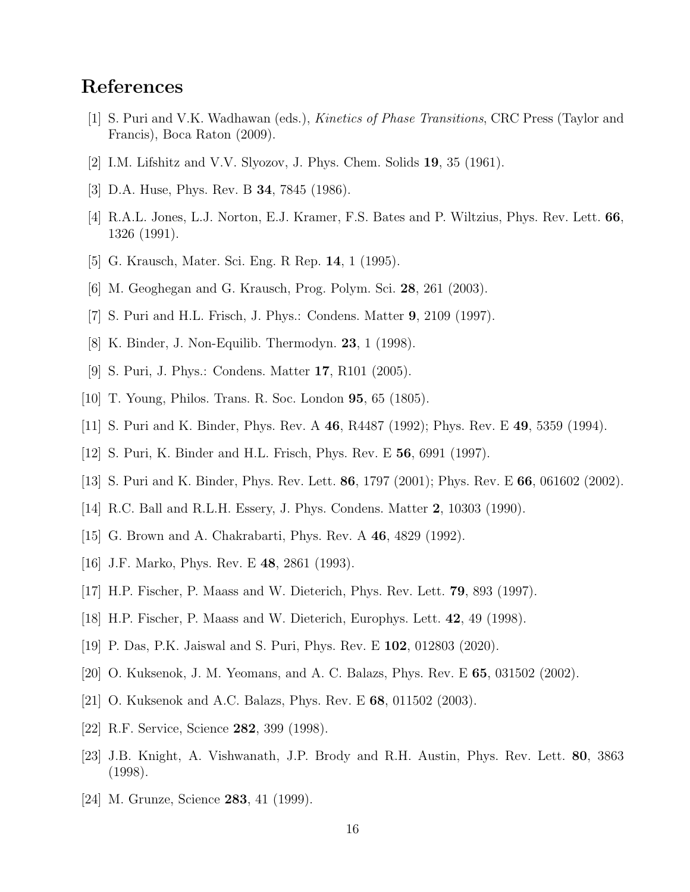## References

[1] S. Puri and V.K. Wadhawan (eds.), *Kinetics of Phase Transitions*, CRC Press (Taylor and Francis), Boca Raton (2009).

[2] I.M. Lifshitz and V.V. Slyozov, J. Phys. Chem. Solids **19**, 35 (1961).

[3] D.A. Huse, Phys. Rev. B **34**, 7845 (1986).

[4] R.A.L. Jones, L.J. Norton, E.J. Kramer, F.S. Bates and P. Wiltzius, Phys. Rev. Lett. **66**, 1326 (1991).

[5] G. Krausch, Mater. Sci. Eng. R Rep. **14**, 1 (1995).

[6] M. Geoghegan and G. Krausch, Prog. Polym. Sci. **28**, 261 (2003).

[7] S. Puri and H.L. Frisch, J. Phys.: Condens. Matter **9**, 2109 (1997).

[8] K. Binder, J. Non-Equilib. Thermodyn. **23**, 1 (1998).

[9] S. Puri, J. Phys.: Condens. Matter **17**, R101 (2005).

[10] T. Young, Philos. Trans. R. Soc. London **95**, 65 (1805).

[11] S. Puri and K. Binder, Phys. Rev. A **46**, R4487 (1992); Phys. Rev. E **49**, 5359 (1994).

[12] S. Puri, K. Binder and H.L. Frisch, Phys. Rev. E **56**, 6991 (1997).

[13] S. Puri and K. Binder, Phys. Rev. Lett. **86**, 1797 (2001); Phys. Rev. E **66**, 061602 (2002).

[14] R.C. Ball and R.L.H. Essery, J. Phys. Condens. Matter **2**, 10303 (1990).

[15] G. Brown and A. Chakrabarti, Phys. Rev. A **46**, 4829 (1992).

[16] J.F. Marko, Phys. Rev. E **48**, 2861 (1993).

[17] H.P. Fischer, P. Maass and W. Dieterich, Phys. Rev. Lett. **79**, 893 (1997).

[18] H.P. Fischer, P. Maass and W. Dieterich, Europhys. Lett. **42**, 49 (1998).

[19] P. Das, P.K. Jaiswal and S. Puri, Phys. Rev. E **102**, 012803 (2020).

[20] O. Kuksenok, J. M. Yeomans, and A. C. Balazs, Phys. Rev. E **65**, 031502 (2002).

[21] O. Kuksenok and A.C. Balazs, Phys. Rev. E **68**, 011502 (2003).

[22] R.F. Service, Science **282**, 399 (1998).

[23] J.B. Knight, A. Vishwanath, J.P. Brody and R.H. Austin, Phys. Rev. Lett. **80**, 3863 (1998).

[24] M. Grunze, Science **283**, 41 (1999).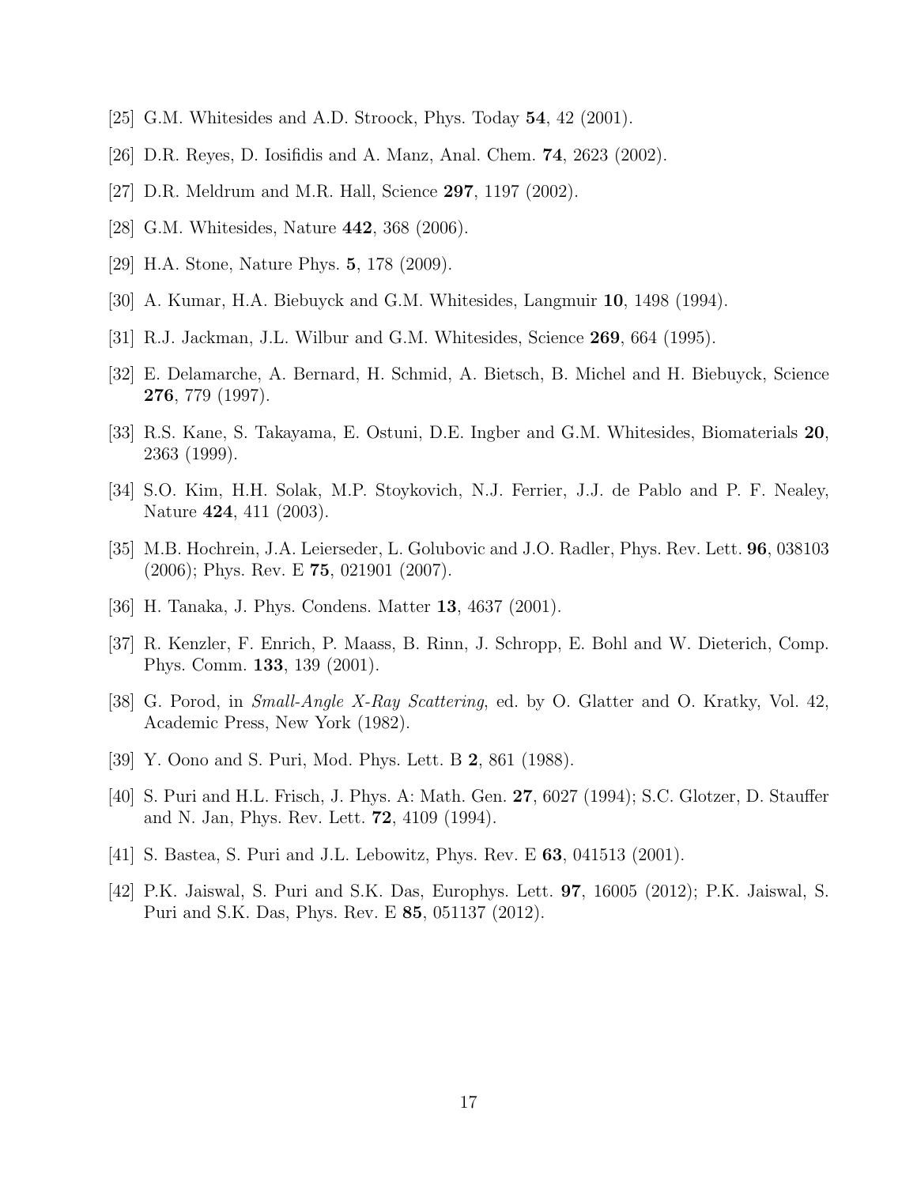[25] G.M. Whitesides and A.D. Stroock, Phys. Today **54**, 42 (2001).

[26] D.R. Reyes, D. Iosifidis and A. Manz, Anal. Chem. **74**, 2623 (2002).

[27] D.R. Meldrum and M.R. Hall, Science **297**, 1197 (2002).

[28] G.M. Whitesides, Nature **442**, 368 (2006).

[29] H.A. Stone, Nature Phys. **5**, 178 (2009).

[30] A. Kumar, H.A. Biebuyck and G.M. Whitesides, Langmuir **10**, 1498 (1994).

[31] R.J. Jackman, J.L. Wilbur and G.M. Whitesides, Science **269**, 664 (1995).

[32] E. Delamarche, A. Bernard, H. Schmid, A. Bietsch, B. Michel and H. Biebuyck, Science **276**, 779 (1997).

[33] R.S. Kane, S. Takayama, E. Ostuni, D.E. Ingber and G.M. Whitesides, Biomaterials **20**, 2363 (1999).

[34] S.O. Kim, H.H. Solak, M.P. Stoykovich, N.J. Ferrier, J.J. de Pablo and P. F. Nealey, Nature **424**, 411 (2003).

[35] M.B. Hochrein, J.A. Leierseder, L. Golubovic and J.O. Radler, Phys. Rev. Lett. **96**, 038103 (2006); Phys. Rev. E **75**, 021901 (2007).

[36] H. Tanaka, J. Phys. Condens. Matter **13**, 4637 (2001).

[37] R. Kenzler, F. Enrich, P. Maass, B. Rinn, J. Schropp, E. Bohl and W. Dieterich, Comp. Phys. Comm. **133**, 139 (2001).

[38] G. Porod, in *Small-Angle X-Ray Scattering*, ed. by O. Glatter and O. Kratky, Vol. 42, Academic Press, New York (1982).

[39] Y. Oono and S. Puri, Mod. Phys. Lett. B **2**, 861 (1988).

[40] S. Puri and H.L. Frisch, J. Phys. A: Math. Gen. **27**, 6027 (1994); S.C. Glotzer, D. Stauffer and N. Jan, Phys. Rev. Lett. **72**, 4109 (1994).

[41] S. Bastea, S. Puri and J.L. Lebowitz, Phys. Rev. E **63**, 041513 (2001).

[42] P.K. Jaiswal, S. Puri and S.K. Das, Europhys. Lett. **97**, 16005 (2012); P.K. Jaiswal, S. Puri and S.K. Das, Phys. Rev. E **85**, 051137 (2012).